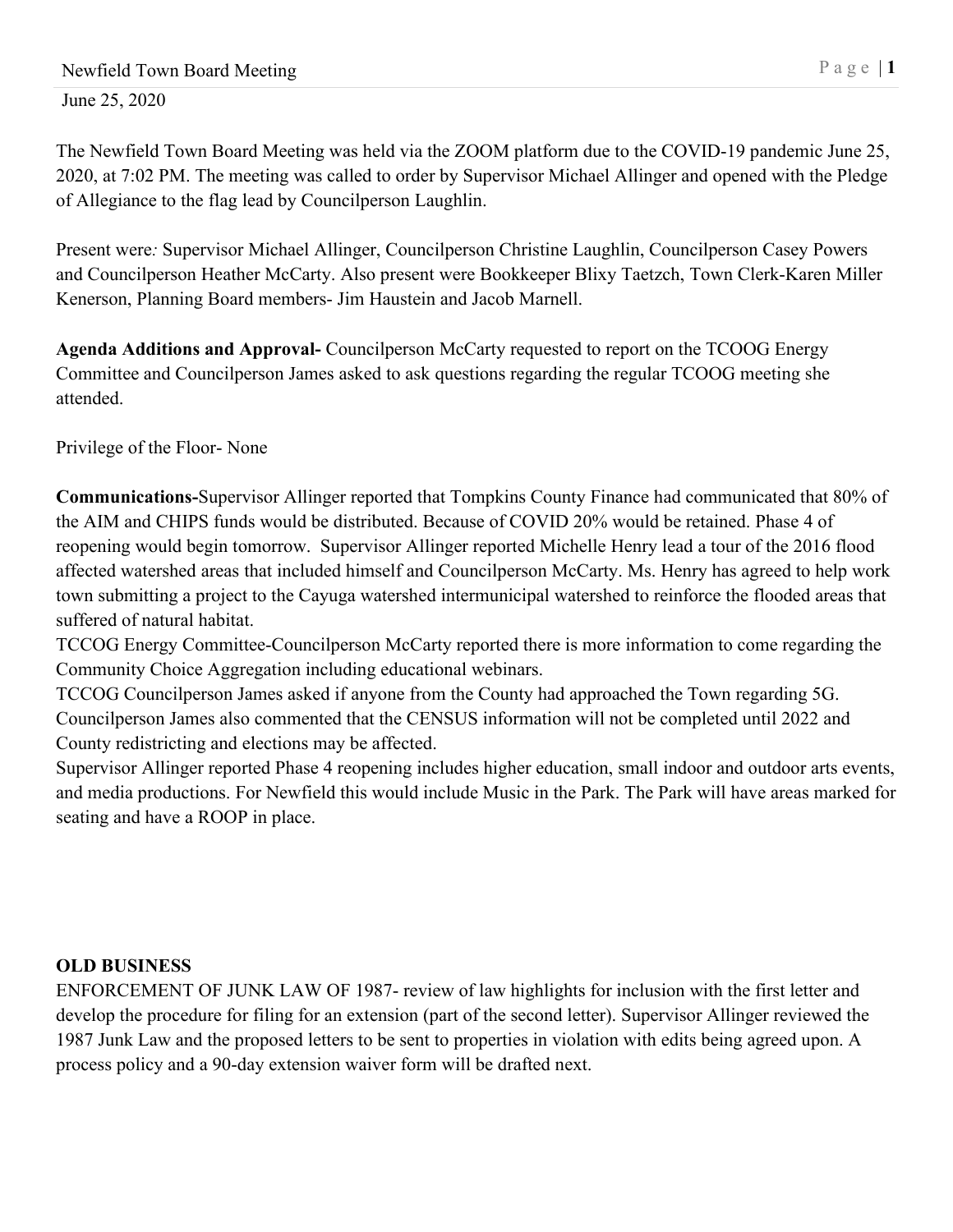The Newfield Town Board Meeting was held via the ZOOM platform due to the COVID-19 pandemic June 25, 2020, at 7:02 PM. The meeting was called to order by Supervisor Michael Allinger and opened with the Pledge of Allegiance to the flag lead by Councilperson Laughlin.

Present were*:* Supervisor Michael Allinger, Councilperson Christine Laughlin, Councilperson Casey Powers and Councilperson Heather McCarty. Also present were Bookkeeper Blixy Taetzch, Town Clerk-Karen Miller Kenerson, Planning Board members- Jim Haustein and Jacob Marnell.

**Agenda Additions and Approval-** Councilperson McCarty requested to report on the TCOOG Energy Committee and Councilperson James asked to ask questions regarding the regular TCOOG meeting she attended.

Privilege of the Floor- None

**Communications-**Supervisor Allinger reported that Tompkins County Finance had communicated that 80% of the AIM and CHIPS funds would be distributed. Because of COVID 20% would be retained. Phase 4 of reopening would begin tomorrow. Supervisor Allinger reported Michelle Henry lead a tour of the 2016 flood affected watershed areas that included himself and Councilperson McCarty. Ms. Henry has agreed to help work town submitting a project to the Cayuga watershed intermunicipal watershed to reinforce the flooded areas that suffered of natural habitat.

TCCOG Energy Committee-Councilperson McCarty reported there is more information to come regarding the Community Choice Aggregation including educational webinars.

TCCOG Councilperson James asked if anyone from the County had approached the Town regarding 5G. Councilperson James also commented that the CENSUS information will not be completed until 2022 and County redistricting and elections may be affected.

Supervisor Allinger reported Phase 4 reopening includes higher education, small indoor and outdoor arts events, and media productions. For Newfield this would include Music in the Park. The Park will have areas marked for seating and have a ROOP in place.

**OLD BUSINESS**

ENFORCEMENT OF JUNK LAW OF 1987- review of law highlights for inclusion with the first letter and develop the procedure for filing for an extension (part of the second letter). Supervisor Allinger reviewed the 1987 Junk Law and the proposed letters to be sent to properties in violation with edits being agreed upon. A process policy and a 90-day extension waiver form will be drafted next.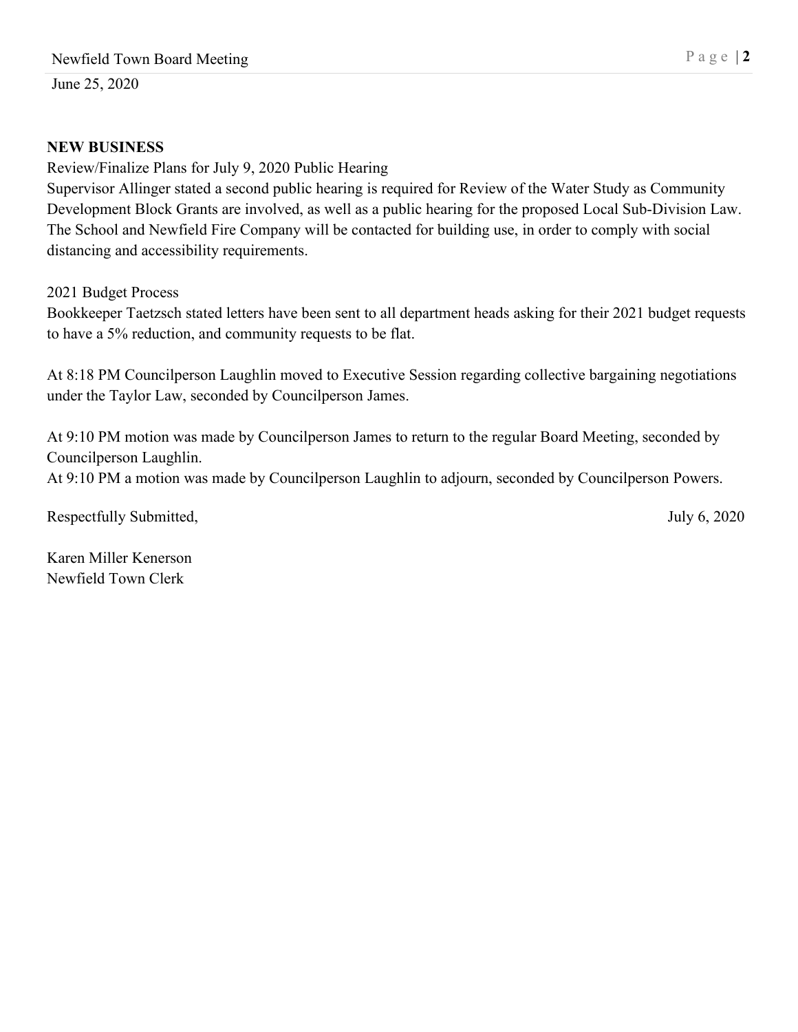**NEW BUSINESS**

Review/Finalize Plans for July 9, 2020 Public Hearing

Supervisor Allinger stated a second public hearing is required for Review of the Water Study as Community Development Block Grants are involved, as well as a public hearing for the proposed Local Sub-Division Law. The School and Newfield Fire Company will be contacted for building use, in order to comply with social distancing and accessibility requirements.

2021 Budget Process

Bookkeeper Taetzsch stated letters have been sent to all department heads asking for their 2021 budget requests to have a 5% reduction, and community requests to be flat.

At 8:18 PM Councilperson Laughlin moved to Executive Session regarding collective bargaining negotiations under the Taylor Law, seconded by Councilperson James.

At 9:10 PM motion was made by Councilperson James to return to the regular Board Meeting, seconded by Councilperson Laughlin.

At 9:10 PM a motion was made by Councilperson Laughlin to adjourn, seconded by Councilperson Powers.

Respectfully Submitted, July 6, 2020

Karen Miller Kenerson
Newfield Town Clerk